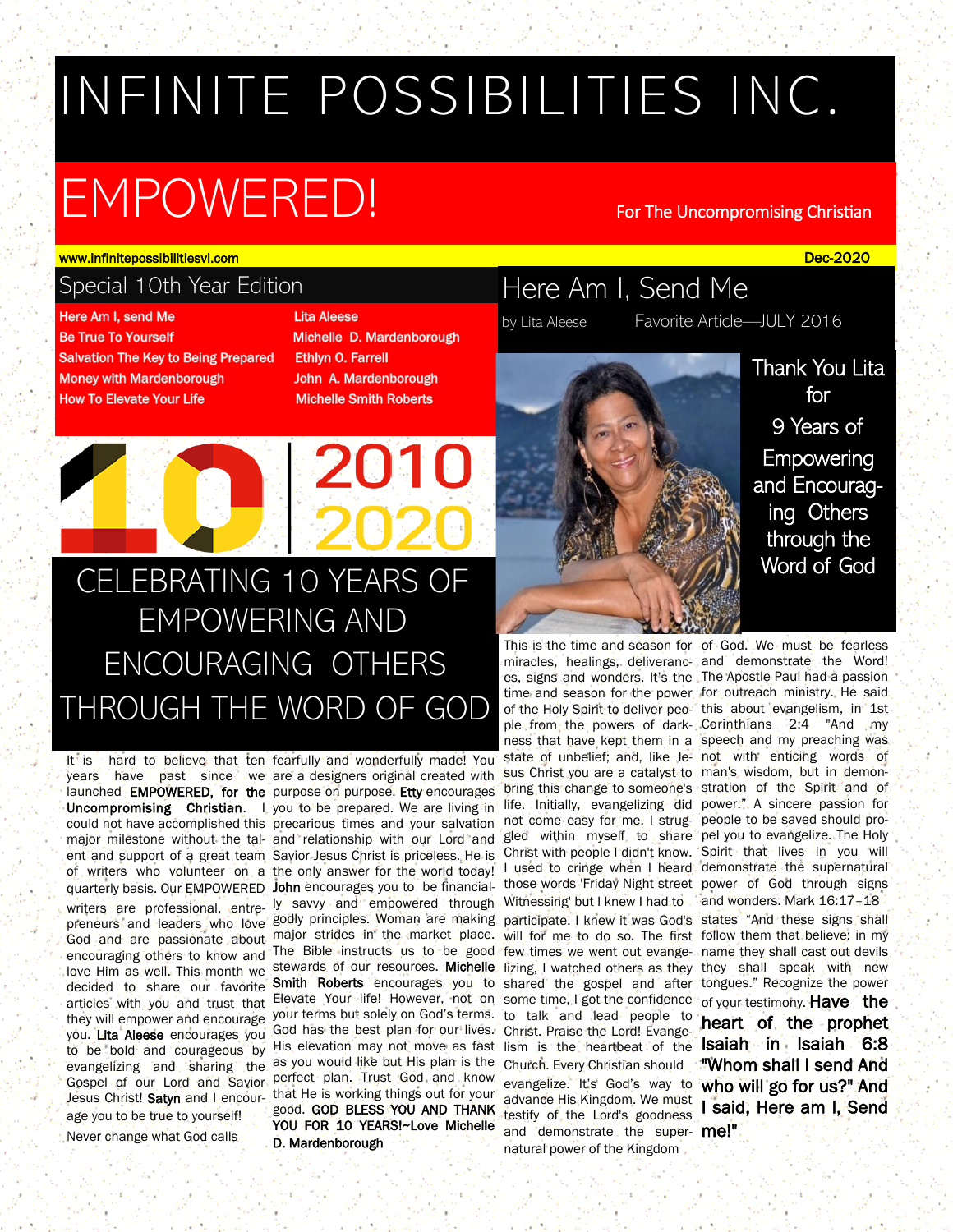# INFINITE POSSIBILITIES INC.

# EMPOWERED!

For The Uncompromising Christian

www.infinitepossibilitiesvi.com

Dec-2020

## Special 10th Year Edition

| | |
|---|---|
| Here Am I, send Me | Lita Aleese |
| Be True To Yourself | Michelle D. Mardenborough |
| Salvation The Key to Being Prepared | Ethlyn O. Farrell |
| Money with Mardenborough | John A. Mardenborough |
| How To Elevate Your Life | Michelle Smith Roberts |

10 | 2010 2020

## CELEBRATING 10 YEARS OF EMPOWERING AND ENCOURAGING OTHERS THROUGH THE WORD OF GOD

It is hard to believe that ten years have past since we launched **EMPOWERED, for the Uncompromising Christian**. I could not have accomplished this major milestone without the talent and support of a great team of writers who volunteer on a quarterly basis. Our EMPOWERED writers are professional, entrepreneurs and leaders who love God and are passionate about encouraging others to know and love Him as well. This month we decided to share our favorite articles with you and trust that they will empower and encourage you. **Lita Aleese** encourages you to be bold and courageous by evangelizing and sharing the Gospel of our Lord and Savior Jesus Christ! **Satyn** and I encourage you to be true to yourself! Never change what God calls fearfully and wonderfully made! You are a designers original created with purpose on purpose. **Etty** encourages you to be prepared. We are living in precarious times and your salvation and relationship with our Lord and Savior Jesus Christ is priceless. He is the only answer for the world today! **John** encourages you to be financially savvy and empowered through godly principles. Woman are making major strides in the market place. The Bible instructs us to be good stewards of our resources. **Michelle Smith Roberts** encourages you to Elevate Your life! However, not on your terms but solely on God's terms. God has the best plan for our lives. His elevation may not move as fast as you would like but His plan is the perfect plan. Trust God and know that He is working things out for your good. **GOD BLESS YOU AND THANK YOU FOR 10 YEARS!~Love Michelle D. Mardenborough**

## Here Am I, Send Me

by Lita Aleese — Favorite Article—JULY 2016

Thank You Lita for 9 Years of Empowering and Encouraging Others through the Word of God

This is the time and season for miracles, healings, deliverances, signs and wonders. It's the time and season for the power of the Holy Spirit to deliver people from the powers of darkness that have kept them in a state of unbelief; and, like Jesus Christ you are a catalyst to bring this change to someone's life. Initially, evangelizing did not come easy for me. I struggled within myself to share Christ with people I didn't know. I used to cringe when I heard those words 'Friday Night street Witnessing' but I knew I had to participate. I knew it was God's will for me to do so. The first few times we went out evangelizing, I watched others as they shared the gospel and after some time, I got the confidence to talk and lead people to Christ. Praise the Lord! Evangelism is the heartbeat of the Church. Every Christian should evangelize. It's God's way to advance His Kingdom. We must testify of the Lord's goodness and demonstrate the supernatural power of the Kingdom of God. We must be fearless and demonstrate the Word! The Apostle Paul had a passion for outreach ministry. He said this about evangelism, in 1st Corinthians 2:4 "And my speech and my preaching was not with enticing words of man's wisdom, but in demonstration of the Spirit and of power." A sincere passion for people to be saved should propel you to evangelize. The Holy Spirit that lives in you will demonstrate the supernatural power of God through signs and wonders. Mark 16:17–18 states "And these signs shall follow them that believe: in my name they shall cast out devils they shall speak with new tongues." Recognize the power of your testimony. **Have the heart of the prophet Isaiah in Isaiah 6:8 "Whom shall I send And who will go for us?" And I said, Here am I, Send me!"**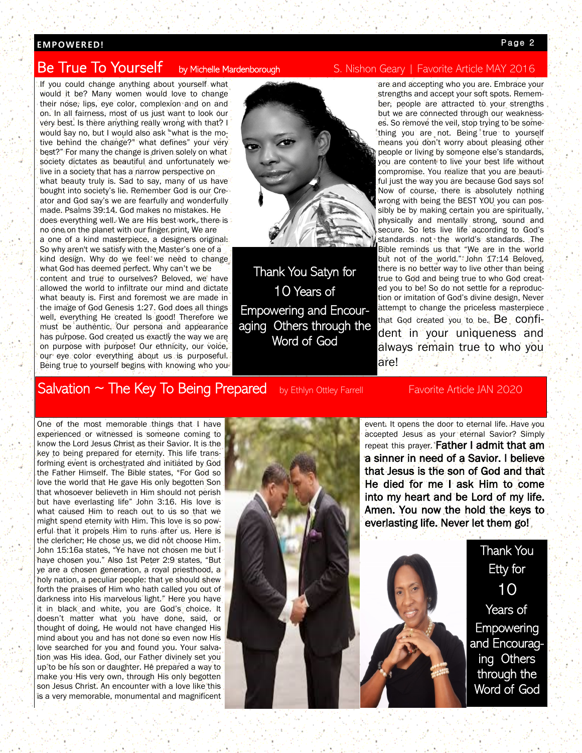## Be True To Yourself

by Michelle Mardenborough

S. Nishon Geary | Favorite Article MAY 2016

If you could change anything about yourself what would it be? Many women would love to change their nose, lips, eye color, complexion and on and on. In all fairness, most of us just want to look our very best. Is there anything really wrong with that? I would say no, but I would also ask "what is the motive behind the change?" what defines" your very best?" For many the change is driven solely on what society dictates as beautiful and unfortunately we live in a society that has a narrow perspective on what beauty truly is. Sad to say, many of us have bought into society's lie. Remember God is our Creator and God say's we are fearfully and wonderfully made. Psalms 39:14. God makes no mistakes. He does everything well. We are His best work, there is no one on the planet with our finger print, We are a one of a kind masterpiece, a designers original. So why aren't we satisfy with the Master's one of a kind design. Why do we feel we need to change what God has deemed perfect. Why can't we be content and true to ourselves? Beloved, we have allowed the world to infiltrate our mind and dictate what beauty is. First and foremost we are made in the image of God Genesis 1:27. God does all things well, everything He created Is good! Therefore we must be authentic. Our persona and appearance has purpose. God created us exactly the way we are on purpose with purpose! Our ethnicity, our voice, our eye color everything about us is purposeful. Being true to yourself begins with knowing who you are and accepting who you are. Embrace your strengths and accept your soft spots. Remember, people are attracted to your strengths but we are connected through our weaknesses. So remove the veil, stop trying to be something you are not. Being true to yourself means you don't worry about pleasing other people or living by someone else's standards, you are content to live your best life without compromise. You realize that you are beautiful just the way you are because God says so! Now of course, there is absolutely nothing wrong with being the BEST YOU you can possibly be by making certain you are spiritually, physically and mentally strong, sound and secure. So lets live life according to God's standards not the world's standards. The Bible reminds us that "We are in the world but not of the world." John 17:14 Beloved, there is no better way to live other than being true to God and being true to who God created you to be! So do not settle for a reproduction or imitation of God's divine design, Never attempt to change the priceless masterpiece that God created you to be. Be confident in your uniqueness and always remain true to who you are!

Thank You Satyn for 10 Years of Empowering and Encouraging Others through the Word of God

## Salvation ~ The Key To Being Prepared

by Ethlyn Ottley Farrell

Favorite Article JAN 2020

One of the most memorable things that I have experienced or witnessed is someone coming to know the Lord Jesus Christ as their Savior. It is the key to being prepared for eternity. This life transforming event is orchestrated and initiated by God the Father Himself. The Bible states, "For God so love the world that He gave His only begotten Son that whosoever believeth in Him should not perish but have everlasting life" John 3:16. His love is what caused Him to reach out to us so that we might spend eternity with Him. This love is so powerful that it propels Him to runs after us. Here is the clencher; He chose us, we did not choose Him. John 15:16a states, "Ye have not chosen me but I have chosen you." Also 1st Peter 2:9 states, "But ye are a chosen generation, a royal priesthood, a holy nation, a peculiar people: that ye should shew forth the praises of Him who hath called you out of darkness into His marvelous light." Here you have it in black and white, you are God's choice. It doesn't matter what you have done, said, or thought of doing, He would not have changed His mind about you and has not done so even now His love searched for you and found you. Your salvation was His idea. God, our Father divinely set you up to be his son or daughter. He prepared a way to make you His very own, through His only begotten son Jesus Christ. An encounter with a love like this is a very memorable, monumental and magnificent event. It opens the door to eternal life. Have you accepted Jesus as your eternal Savior? Simply repeat this prayer. **Father I admit that am a sinner in need of a Savior. I believe that Jesus is the son of God and that He died for me I ask Him to come into my heart and be Lord of my life. Amen. You now the hold the keys to everlasting life. Never let them go!**

Thank You Etty for 10 Years of Empowering and Encouraging Others through the Word of God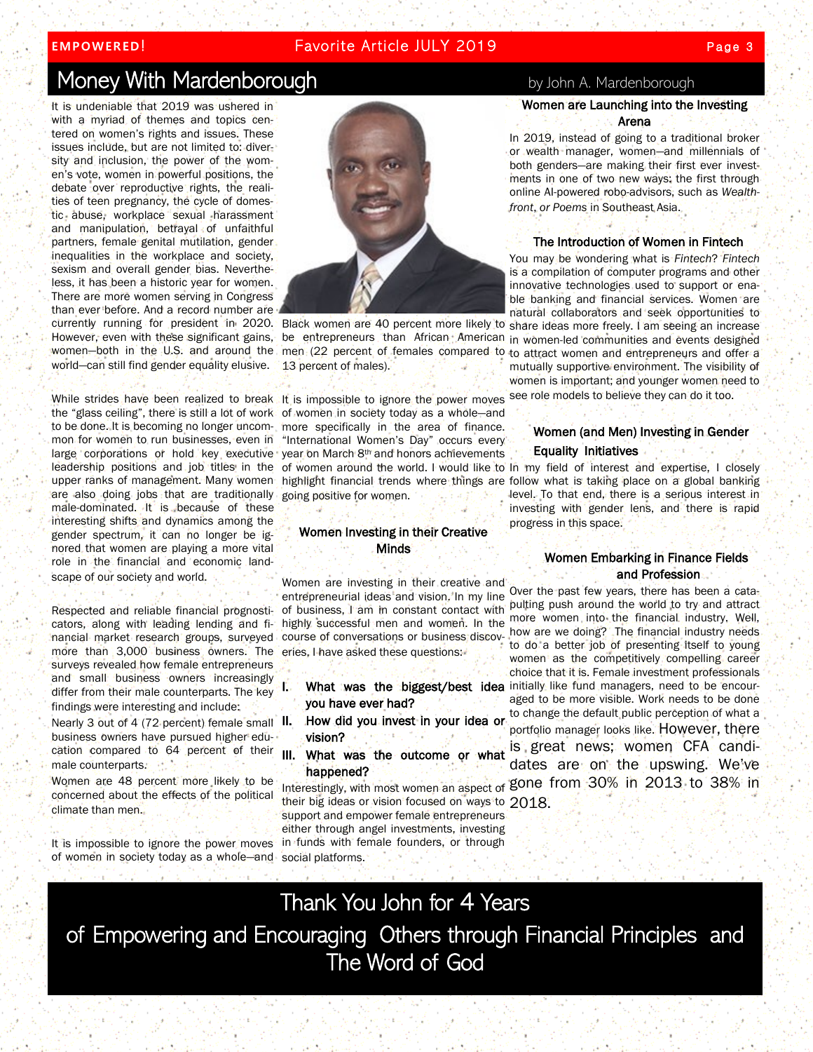# Money With Mardenborough

by John A. Mardenborough

It is undeniable that 2019 was ushered in with a myriad of themes and topics centered on women's rights and issues. These issues include, but are not limited to: diversity and inclusion, the power of the women's vote, women in powerful positions, the debate over reproductive rights, the realities of teen pregnancy, the cycle of domestic abuse, workplace sexual harassment and manipulation, betrayal of unfaithful partners, female genital mutilation, gender inequalities in the workplace and society, sexism and overall gender bias. Nevertheless, it has been a historic year for women. There are more women serving in Congress than ever before. And a record number are currently running for president in 2020. However, even with these significant gains, women—both in the U.S. and around the world—can still find gender equality elusive.

While strides have been realized to break the "glass ceiling", there is still a lot of work to be done. It is becoming no longer uncommon for women to run businesses, even in large corporations or hold key executive leadership positions and job titles in the upper ranks of management. Many women are also doing jobs that are traditionally male-dominated. It is because of these interesting shifts and dynamics among the gender spectrum, it can no longer be ignored that women are playing a more vital role in the financial and economic landscape of our society and world.

Respected and reliable financial prognosticators, along with leading lending and financial market research groups, surveyed more than 3,000 business owners. The surveys revealed how female entrepreneurs and small business owners increasingly differ from their male counterparts. The key findings were interesting and include:

Nearly 3 out of 4 (72 percent) female small business owners have pursued higher education compared to 64 percent of their male counterparts.

Women are 48 percent more likely to be concerned about the effects of the political climate than men.

It is impossible to ignore the power moves of women in society today as a whole—and

Black women are 40 percent more likely to be entrepreneurs than African American men (22 percent of females compared to 13 percent of males).

It is impossible to ignore the power moves of women in society today as a whole—and more specifically in the area of finance. "International Women's Day" occurs every year on March 8th and honors achievements of women around the world. I would like to highlight financial trends where things are going positive for women.

### Women Investing in their Creative Minds

Women are investing in their creative and entrepreneurial ideas and vision. In my line of business, I am in constant contact with highly successful men and women. In the course of conversations or business discoveries, I have asked these questions:

I. **What was the biggest/best idea you have ever had?**

II. **How did you invest in your idea or vision?**

III. **What was the outcome or what happened?**

Interestingly, with most women an aspect of their big ideas or vision focused on ways to support and empower female entrepreneurs either through angel investments, investing in funds with female founders, or through social platforms.

### Women are Launching into the Investing Arena

In 2019, instead of going to a traditional broker or wealth manager, women—and millennials of both genders—are making their first ever investments in one of two new ways: the first through online AI-powered robo-advisors, such as *Wealthfront*, *or Poems* in Southeast Asia.

### The Introduction of Women in Fintech

You may be wondering what is *Fintech*? *Fintech* is a compilation of computer programs and other innovative technologies used to support or enable banking and financial services. Women are natural collaborators and seek opportunities to share ideas more freely. I am seeing an increase in women-led communities and events designed to attract women and entrepreneurs and offer a mutually supportive environment. The visibility of women is important; and younger women need to see role models to believe they can do it too.

### Women (and Men) Investing in Gender Equality Initiatives

In my field of interest and expertise, I closely follow what is taking place on a global banking level. To that end, there is a serious interest in investing with gender lens, and there is rapid progress in this space.

### Women Embarking in Finance Fields and Profession

Over the past few years, there has been a catapulting push around the world to try and attract more women into the financial industry. Well, how are we doing? The financial industry needs to do a better job of presenting itself to young women as the competitively compelling career choice that it is. Female investment professionals initially like fund managers, need to be encouraged to be more visible. Work needs to be done to change the default public perception of what a portfolio manager looks like. However, there is great news; women CFA candidates are on the upswing. We've gone from 30% in 2013 to 38% in 2018.

**Thank You John for 4 Years of Empowering and Encouraging Others through Financial Principles and The Word of God**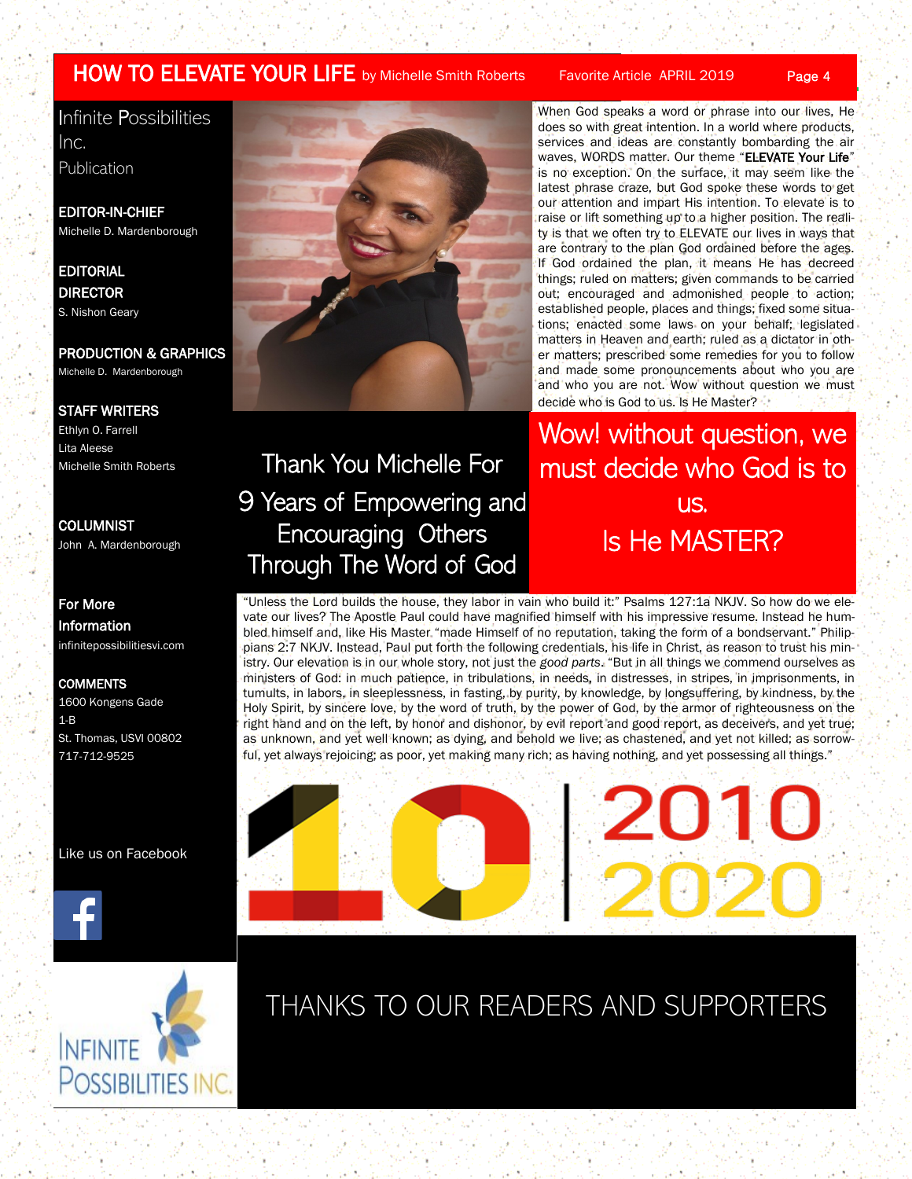# HOW TO ELEVATE YOUR LIFE by Michelle Smith Roberts

Favorite Article APRIL 2019

Infinite Possibilities Inc. Publication

**EDITOR-IN-CHIEF**
Michelle D. Mardenborough

**EDITORIAL DIRECTOR**
S. Nishon Geary

**PRODUCTION & GRAPHICS**
Michelle D. Mardenborough

**STAFF WRITERS**
Ethlyn O. Farrell
Lita Aleese
Michelle Smith Roberts

**COLUMNIST**
John A. Mardenborough

**For More Information**
infinitepossibilitiesvi.com

**COMMENTS**
1600 Kongens Gade
1-B
St. Thomas, USVI 00802
717-712-9525

Like us on Facebook

When God speaks a word or phrase into our lives, He does so with great intention. In a world where products, services and ideas are constantly bombarding the air waves, WORDS matter. Our theme "**ELEVATE Your Life**" is no exception. On the surface, it may seem like the latest phrase craze, but God spoke these words to get our attention and impart His intention. To elevate is to raise or lift something up to a higher position. The reality is that we often try to ELEVATE our lives in ways that are contrary to the plan God ordained before the ages. If God ordained the plan, it means He has decreed things; ruled on matters; given commands to be carried out; encouraged and admonished people to action; established people, places and things; fixed some situations; enacted some laws on your behalf; legislated matters in Heaven and earth; ruled as a dictator in other matters; prescribed some remedies for you to follow and made some pronouncements about who you are and who you are not. Wow without question we must decide who is God to us. Is He Master?

## Thank You Michelle For 9 Years of Empowering and Encouraging Others Through The Word of God

## Wow! without question, we must decide who God is to us. Is He MASTER?

"Unless the Lord builds the house, they labor in vain who build it:" Psalms 127:1a NKJV. So how do we elevate our lives? The Apostle Paul could have magnified himself with his impressive resume. Instead he humbled himself and, like His Master "made Himself of no reputation, taking the form of a bondservant." Philippians 2:7 NKJV. Instead, Paul put forth the following credentials, his life in Christ, as reason to trust his ministry. Our elevation is in our whole story, not just the *good parts*. "But in all things we commend ourselves as ministers of God: in much patience, in tribulations, in needs, in distresses, in stripes, in imprisonments, in tumults, in labors, in sleeplessness, in fasting, by purity, by knowledge, by longsuffering, by kindness, by the Holy Spirit, by sincere love, by the word of truth, by the power of God, by the armor of righteousness on the right hand and on the left, by honor and dishonor, by evil report and good report, as deceivers, and yet true; as unknown, and yet well known; as dying, and behold we live; as chastened, and yet not killed; as sorrowful, yet always rejoicing; as poor, yet making many rich; as having nothing, and yet possessing all things."

10 | 2010 2020

THANKS TO OUR READERS AND SUPPORTERS

INFINITE POSSIBILITIES INC.